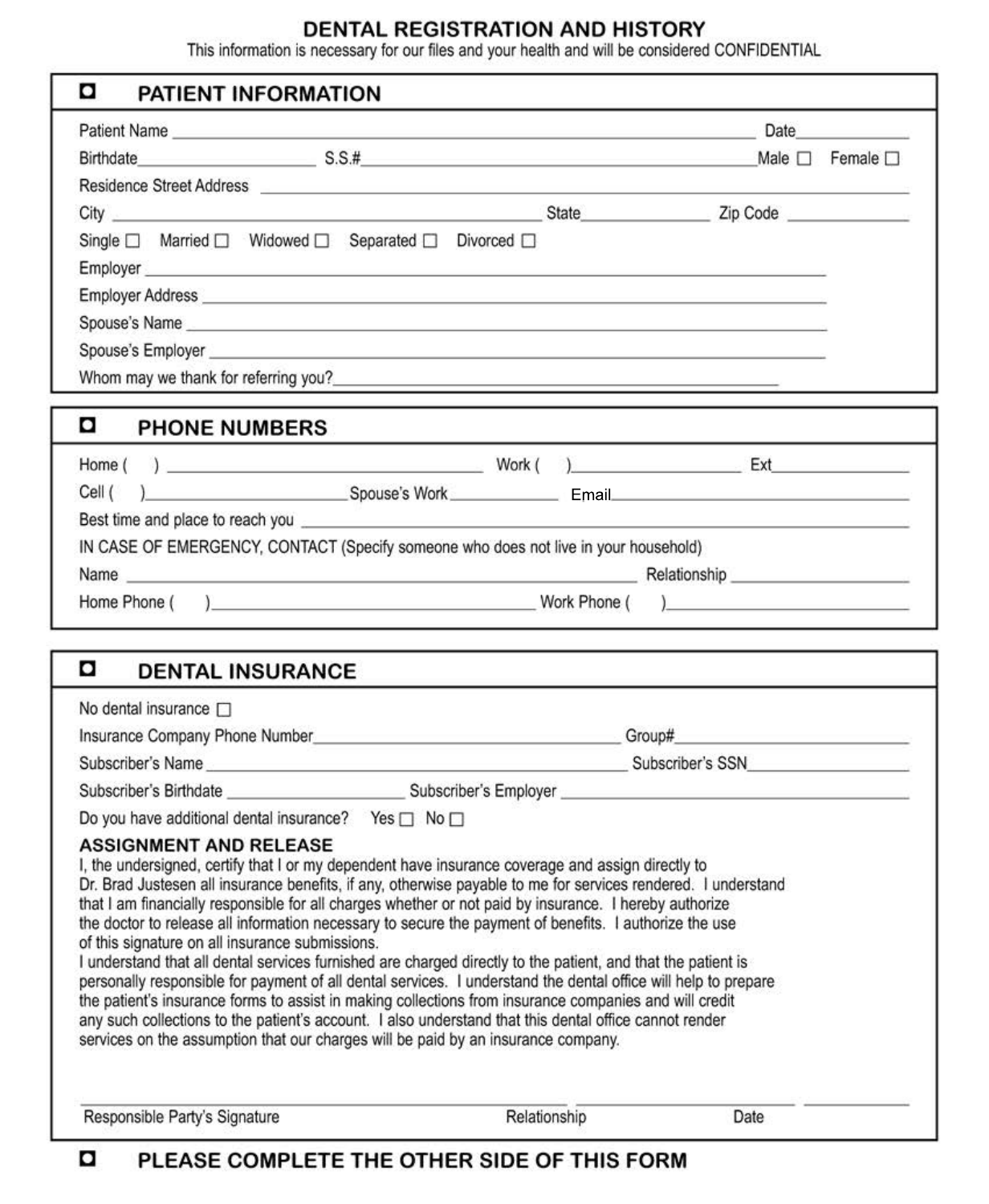# DENTAL REGISTRATION AND HISTORY

This information is necessary for our files and your health and will be considered CONFIDENTIAL

## ☐ PATIENT INFORMATION

Patient Name ______________________________ Date__________

Birthdate______________ S.S.#______________________________ Male ☐ Female ☐

Residence Street Address ______________________________

City ______________________________ State__________ Zip Code __________

Single ☐ Married ☐ Widowed ☐ Separated ☐ Divorced ☐

Employer ______________________________

Employer Address ______________________________

Spouse's Name ______________________________

Spouse's Employer ______________________________

Whom may we thank for referring you?______________________________

## ☐ PHONE NUMBERS

Home ( ) ______________________ Work ( )______________ Ext__________

Cell ( )______________Spouse's Work__________ Email______________________

Best time and place to reach you ______________________________

IN CASE OF EMERGENCY, CONTACT (Specify someone who does not live in your household)

Name ______________________________ Relationship __________

Home Phone ( )______________________ Work Phone ( )______________________

## ☐ DENTAL INSURANCE

No dental insurance ☐

Insurance Company Phone Number______________________ Group#__________

Subscriber's Name ______________________ Subscriber's SSN__________

Subscriber's Birthdate ______________ Subscriber's Employer ______________________

Do you have additional dental insurance? Yes ☐ No ☐

### ASSIGNMENT AND RELEASE

I, the undersigned, certify that I or my dependent have insurance coverage and assign directly to Dr. Brad Justesen all insurance benefits, if any, otherwise payable to me for services rendered. I understand that I am financially responsible for all charges whether or not paid by insurance. I hereby authorize the doctor to release all information necessary to secure the payment of benefits. I authorize the use of this signature on all insurance submissions.

I understand that all dental services furnished are charged directly to the patient, and that the patient is personally responsible for payment of all dental services. I understand the dental office will help to prepare the patient's insurance forms to assist in making collections from insurance companies and will credit any such collections to the patient's account. I also understand that this dental office cannot render services on the assumption that our charges will be paid by an insurance company.

______________________________ ______________ __________

Responsible Party's Signature Relationship Date

## ☐ PLEASE COMPLETE THE OTHER SIDE OF THIS FORM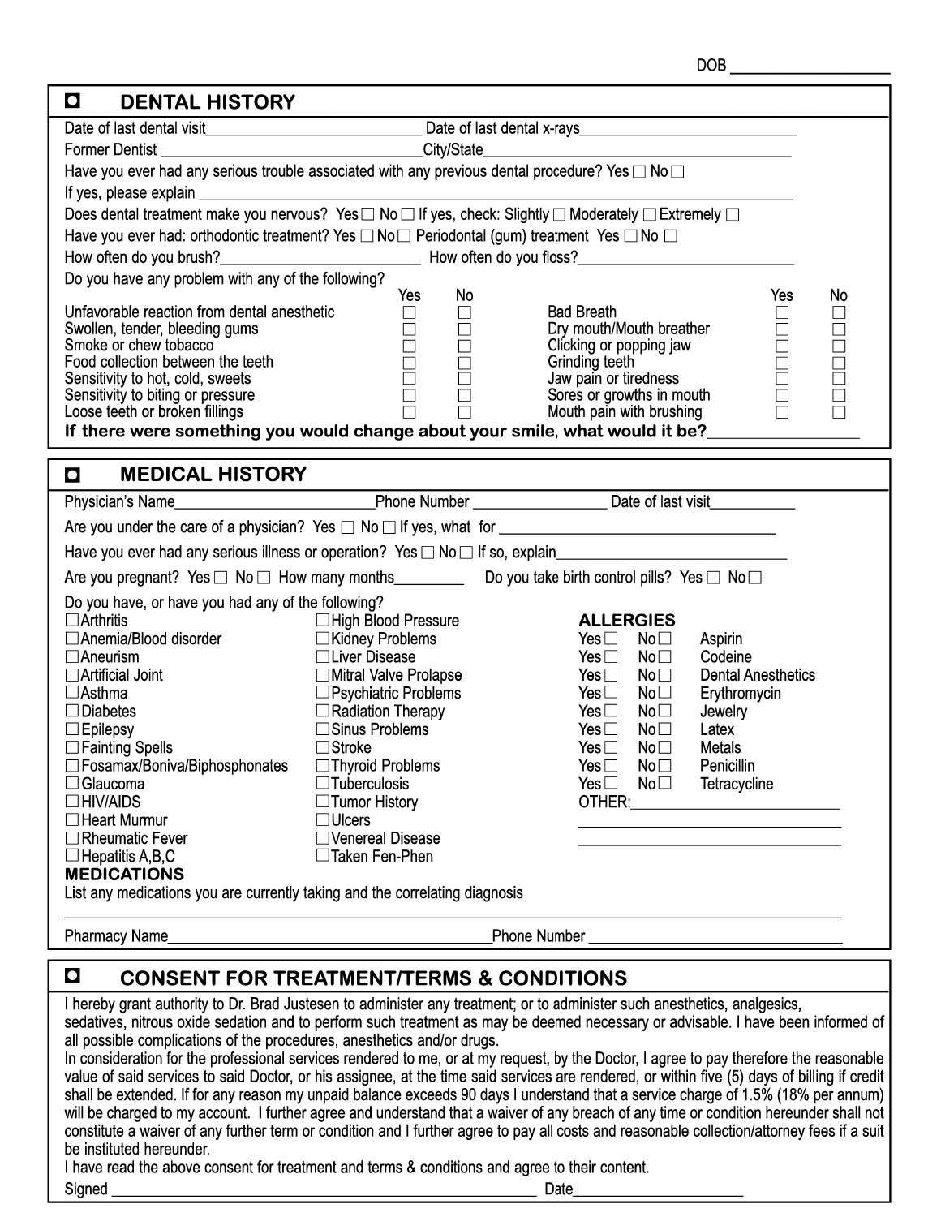DOB ___________________

## DENTAL HISTORY

Date of last dental visit___________________________ Date of last dental x-rays___________________________

Former Dentist ________________________________City/State________________________________________

Have you ever had any serious trouble associated with any previous dental procedure? Yes ☐ No ☐

If yes, please explain ____________________________________________________________________________

Does dental treatment make you nervous? Yes ☐ No ☐ If yes, check: Slightly ☐ Moderately ☐ Extremely ☐

Have you ever had: orthodontic treatment? Yes ☐ No ☐ Periodontal (gum) treatment Yes ☐ No ☐

How often do you brush?___________________________ How often do you floss?___________________________

Do you have any problem with any of the following?

| | Yes | No | | Yes | No |
|---|---|---|---|---|---|
| Unfavorable reaction from dental anesthetic | ☐ | ☐ | Bad Breath | ☐ | ☐ |
| Swollen, tender, bleeding gums | ☐ | ☐ | Dry mouth/Mouth breather | ☐ | ☐ |
| Smoke or chew tobacco | ☐ | ☐ | Clicking or popping jaw | ☐ | ☐ |
| Food collection between the teeth | ☐ | ☐ | Grinding teeth | ☐ | ☐ |
| Sensitivity to hot, cold, sweets | ☐ | ☐ | Jaw pain or tiredness | ☐ | ☐ |
| Sensitivity to biting or pressure | ☐ | ☐ | Sores or growths in mouth | ☐ | ☐ |
| Loose teeth or broken fillings | ☐ | ☐ | Mouth pain with brushing | ☐ | ☐ |

**If there were something you would change about your smile, what would it be?_________________**

## MEDICAL HISTORY

Physician's Name_________________________Phone Number ________________ Date of last visit___________

Are you under the care of a physician? Yes ☐ No ☐ If yes, what for ___________________________________

Have you ever had any serious illness or operation? Yes ☐ No ☐ If so, explain_____________________________

Are you pregnant? Yes ☐ No ☐ How many months_________ Do you take birth control pills? Yes ☐ No ☐

Do you have, or have you had any of the following?

| | | | | **ALLERGIES** |
|---|---|---|---|---|
| ☐ Arthritis | ☐ High Blood Pressure | Yes ☐ | No ☐ | Aspirin |
| ☐ Anemia/Blood disorder | ☐ Kidney Problems | Yes ☐ | No ☐ | Codeine |
| ☐ Aneurism | ☐ Liver Disease | Yes ☐ | No ☐ | Dental Anesthetics |
| ☐ Artificial Joint | ☐ Mitral Valve Prolapse | Yes ☐ | No ☐ | Erythromycin |
| ☐ Asthma | ☐ Psychiatric Problems | Yes ☐ | No ☐ | Jewelry |
| ☐ Diabetes | ☐ Radiation Therapy | Yes ☐ | No ☐ | Latex |
| ☐ Epilepsy | ☐ Sinus Problems | Yes ☐ | No ☐ | Metals |
| ☐ Fainting Spells | ☐ Stroke | Yes ☐ | No ☐ | Penicillin |
| ☐ Fosamax/Boniva/Biphosphonates | ☐ Thyroid Problems | Yes ☐ | No ☐ | Tetracycline |
| ☐ Glaucoma | ☐ Tuberculosis | OTHER:_________________ | | |
| ☐ HIV/AIDS | ☐ Tumor History | _________________ | | |
| ☐ Heart Murmur | ☐ Ulcers | _________________ | | |
| ☐ Rheumatic Fever | ☐ Venereal Disease | | | |
| ☐ Hepatitis A,B,C | ☐ Taken Fen-Phen | | | |

**MEDICATIONS**

List any medications you are currently taking and the correlating diagnosis

_____________________________________________________________________________________________

Pharmacy Name________________________________________Phone Number _______________________________

## CONSENT FOR TREATMENT/TERMS & CONDITIONS

I hereby grant authority to Dr. Brad Justesen to administer any treatment; or to administer such anesthetics, analgesics, sedatives, nitrous oxide sedation and to perform such treatment as may be deemed necessary or advisable. I have been informed of all possible complications of the procedures, anesthetics and/or drugs.

In consideration for the professional services rendered to me, or at my request, by the Doctor, I agree to pay therefore the reasonable value of said services to said Doctor, or his assignee, at the time said services are rendered, or within five (5) days of billing if credit shall be extended. If for any reason my unpaid balance exceeds 90 days I understand that a service charge of 1.5% (18% per annum) will be charged to my account. I further agree and understand that a waiver of any breach of any time or condition hereunder shall not constitute a waiver of any further term or condition and I further agree to pay all costs and reasonable collection/attorney fees if a suit be instituted hereunder.

I have read the above consent for treatment and terms & conditions and agree to their content.

Signed ____________________________________________________ Date_____________________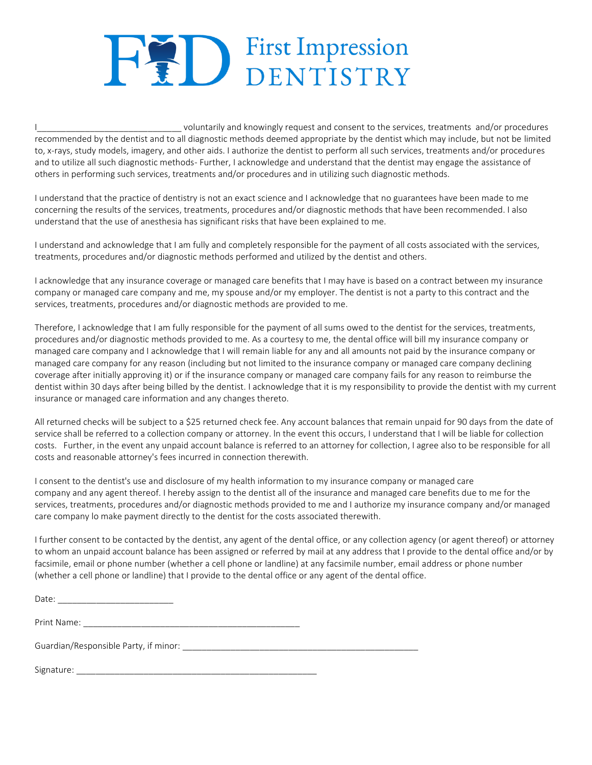# First Impression DENTISTRY

I______________________________ voluntarily and knowingly request and consent to the services, treatments and/or procedures recommended by the dentist and to all diagnostic methods deemed appropriate by the dentist which may include, but not be limited to, x-rays, study models, imagery, and other aids. I authorize the dentist to perform all such services, treatments and/or procedures and to utilize all such diagnostic methods- Further, I acknowledge and understand that the dentist may engage the assistance of others in performing such services, treatments and/or procedures and in utilizing such diagnostic methods.

I understand that the practice of dentistry is not an exact science and I acknowledge that no guarantees have been made to me concerning the results of the services, treatments, procedures and/or diagnostic methods that have been recommended. I also understand that the use of anesthesia has significant risks that have been explained to me.

I understand and acknowledge that I am fully and completely responsible for the payment of all costs associated with the services, treatments, procedures and/or diagnostic methods performed and utilized by the dentist and others.

I acknowledge that any insurance coverage or managed care benefits that I may have is based on a contract between my insurance company or managed care company and me, my spouse and/or my employer. The dentist is not a party to this contract and the services, treatments, procedures and/or diagnostic methods are provided to me.

Therefore, I acknowledge that I am fully responsible for the payment of all sums owed to the dentist for the services, treatments, procedures and/or diagnostic methods provided to me. As a courtesy to me, the dental office will bill my insurance company or managed care company and I acknowledge that I will remain liable for any and all amounts not paid by the insurance company or managed care company for any reason (including but not limited to the insurance company or managed care company declining coverage after initially approving it) or if the insurance company or managed care company fails for any reason to reimburse the dentist within 30 days after being billed by the dentist. I acknowledge that it is my responsibility to provide the dentist with my current insurance or managed care information and any changes thereto.

All returned checks will be subject to a $25 returned check fee. Any account balances that remain unpaid for 90 days from the date of service shall be referred to a collection company or attorney. ln the event this occurs, I understand that I will be liable for collection costs. Further, in the event any unpaid account balance is referred to an attorney for collection, I agree also to be responsible for all costs and reasonable attorney's fees incurred in connection therewith.

I consent to the dentist's use and disclosure of my health information to my insurance company or managed care company and any agent thereof. I hereby assign to the dentist all of the insurance and managed care benefits due to me for the services, treatments, procedures and/or diagnostic methods provided to me and I authorize my insurance company and/or managed care company lo make payment directly to the dentist for the costs associated therewith.

I further consent to be contacted by the dentist, any agent of the dental office, or any collection agency (or agent thereof) or attorney to whom an unpaid account balance has been assigned or referred by mail at any address that I provide to the dental office and/or by facsimile, email or phone number (whether a cell phone or landline) at any facsimile number, email address or phone number (whether a cell phone or landline) that I provide to the dental office or any agent of the dental office.

Date: ________________________

Print Name: ______________________________________________

Guardian/Responsible Party, if minor: __________________________________________________

Signature: ___________________________________________________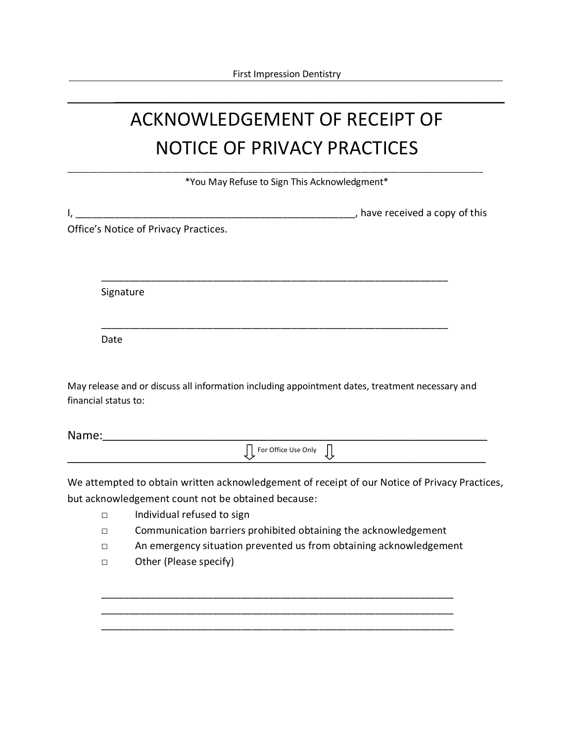First Impression Dentistry

# ACKNOWLEDGEMENT OF RECEIPT OF NOTICE OF PRIVACY PRACTICES

*You May Refuse to Sign This Acknowledgment*

I, ___________________________________________________, have received a copy of this Office's Notice of Privacy Practices.

_______________________________________________________________
Signature

_______________________________________________________________
Date

May release and or discuss all information including appointment dates, treatment necessary and financial status to:

Name:___________________________________________________________

For Office Use Only

We attempted to obtain written acknowledgement of receipt of our Notice of Privacy Practices, but acknowledgement count not be obtained because:

- □ Individual refused to sign
- □ Communication barriers prohibited obtaining the acknowledgement
- □ An emergency situation prevented us from obtaining acknowledgement
- □ Other (Please specify)

_______________________________________________________________
_______________________________________________________________
_______________________________________________________________